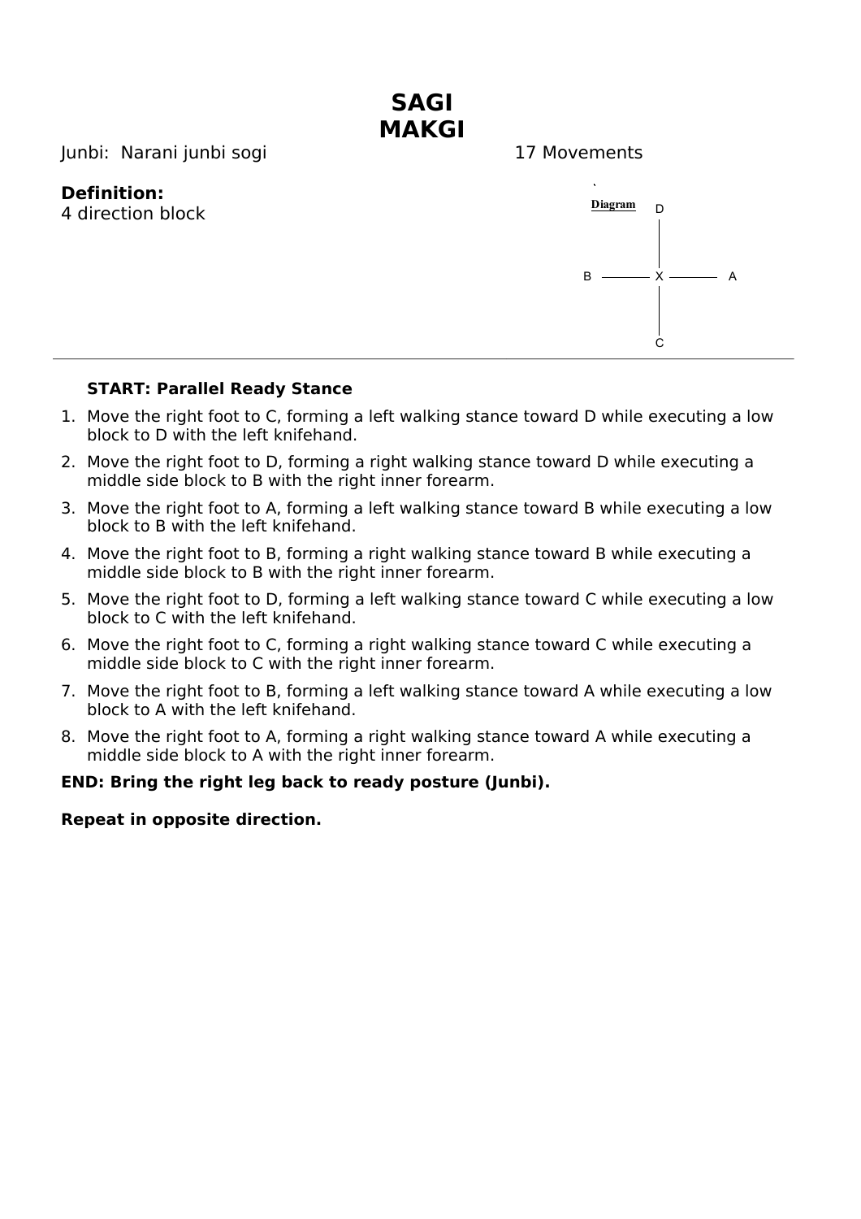# SAGI MAKGI

Junbi: Narani junbi sogi

17 Movements

**Definition:**
4 direction block

Diagram

```
          D
          |
   B ---- X ---- A
          |
          C
```

**START: Parallel Ready Stance**

1. Move the right foot to C, forming a left walking stance toward D while executing a low block to D with the left knifehand.
2. Move the right foot to D, forming a right walking stance toward D while executing a middle side block to B with the right inner forearm.
3. Move the right foot to A, forming a left walking stance toward B while executing a low block to B with the left knifehand.
4. Move the right foot to B, forming a right walking stance toward B while executing a middle side block to B with the right inner forearm.
5. Move the right foot to D, forming a left walking stance toward C while executing a low block to C with the left knifehand.
6. Move the right foot to C, forming a right walking stance toward C while executing a middle side block to C with the right inner forearm.
7. Move the right foot to B, forming a left walking stance toward A while executing a low block to A with the left knifehand.
8. Move the right foot to A, forming a right walking stance toward A while executing a middle side block to A with the right inner forearm.

**END: Bring the right leg back to ready posture (Junbi).**

**Repeat in opposite direction.**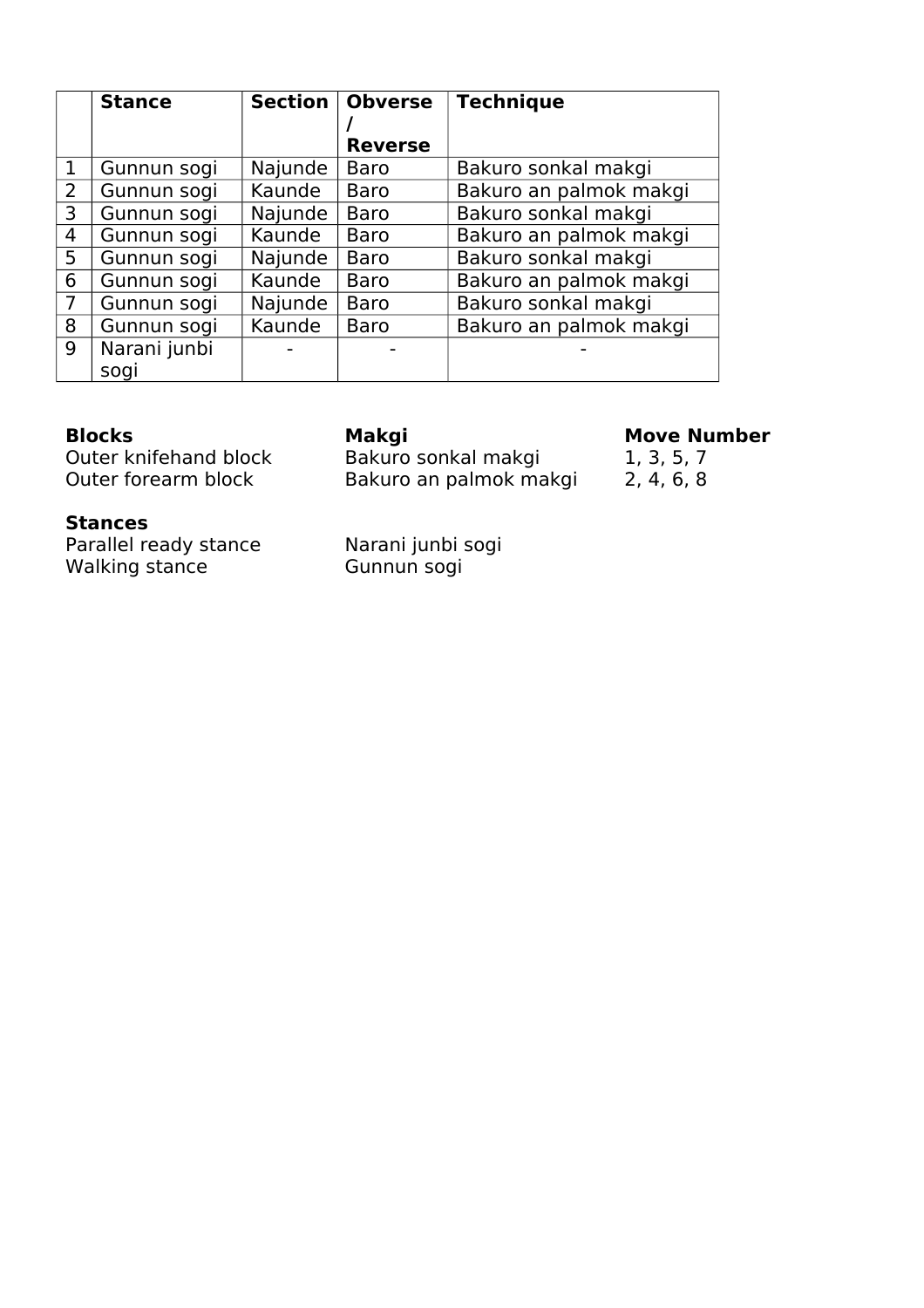| | Stance | Section | Obverse / Reverse | Technique |
|---|---|---|---|---|
| 1 | Gunnun sogi | Najunde | Baro | Bakuro sonkal makgi |
| 2 | Gunnun sogi | Kaunde | Baro | Bakuro an palmok makgi |
| 3 | Gunnun sogi | Najunde | Baro | Bakuro sonkal makgi |
| 4 | Gunnun sogi | Kaunde | Baro | Bakuro an palmok makgi |
| 5 | Gunnun sogi | Najunde | Baro | Bakuro sonkal makgi |
| 6 | Gunnun sogi | Kaunde | Baro | Bakuro an palmok makgi |
| 7 | Gunnun sogi | Najunde | Baro | Bakuro sonkal makgi |
| 8 | Gunnun sogi | Kaunde | Baro | Bakuro an palmok makgi |
| 9 | Narani junbi sogi | - | - | - |

| **Blocks** | **Makgi** | **Move Number** |
|---|---|---|
| Outer knifehand block | Bakuro sonkal makgi | 1, 3, 5, 7 |
| Outer forearm block | Bakuro an palmok makgi | 2, 4, 6, 8 |

| **Stances** | |
|---|---|
| Parallel ready stance | Narani junbi sogi |
| Walking stance | Gunnun sogi |